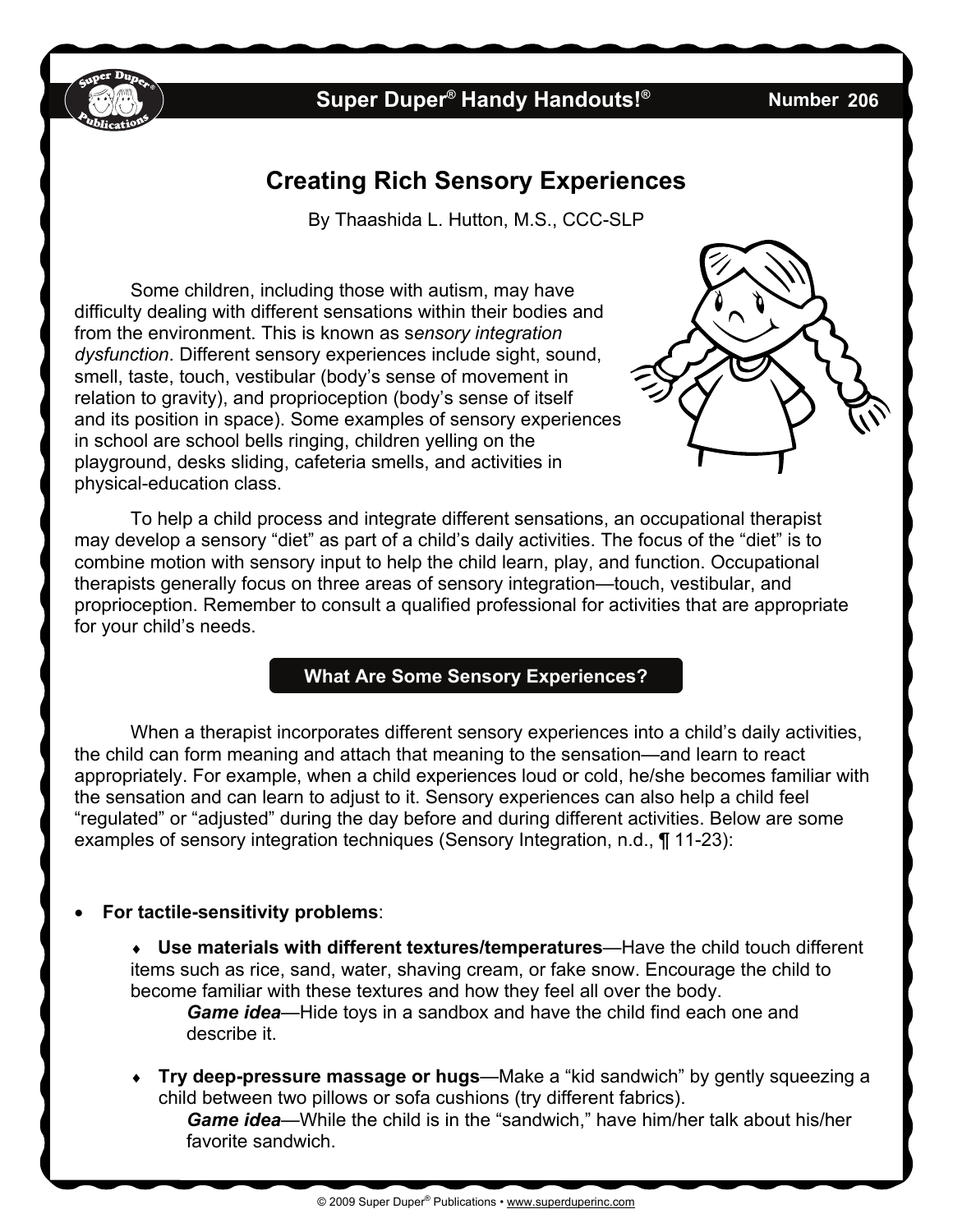Super Duper® Handy Handouts!® Number 206

# Creating Rich Sensory Experiences

By Thaashida L. Hutton, M.S., CCC-SLP

Some children, including those with autism, may have difficulty dealing with different sensations within their bodies and from the environment. This is known as s*ensory integration dysfunction*. Different sensory experiences include sight, sound, smell, taste, touch, vestibular (body's sense of movement in relation to gravity), and proprioception (body's sense of itself and its position in space). Some examples of sensory experiences in school are school bells ringing, children yelling on the playground, desks sliding, cafeteria smells, and activities in physical-education class.

To help a child process and integrate different sensations, an occupational therapist may develop a sensory "diet" as part of a child's daily activities. The focus of the "diet" is to combine motion with sensory input to help the child learn, play, and function. Occupational therapists generally focus on three areas of sensory integration—touch, vestibular, and proprioception. Remember to consult a qualified professional for activities that are appropriate for your child's needs.

## What Are Some Sensory Experiences?

When a therapist incorporates different sensory experiences into a child's daily activities, the child can form meaning and attach that meaning to the sensation—and learn to react appropriately. For example, when a child experiences loud or cold, he/she becomes familiar with the sensation and can learn to adjust to it. Sensory experiences can also help a child feel "regulated" or "adjusted" during the day before and during different activities. Below are some examples of sensory integration techniques (Sensory Integration, n.d., ¶ 11-23):

- **For tactile-sensitivity problems**:
  - **Use materials with different textures/temperatures**—Have the child touch different items such as rice, sand, water, shaving cream, or fake snow. Encourage the child to become familiar with these textures and how they feel all over the body.
    ***Game idea***—Hide toys in a sandbox and have the child find each one and describe it.
  - **Try deep-pressure massage or hugs**—Make a "kid sandwich" by gently squeezing a child between two pillows or sofa cushions (try different fabrics).
    ***Game idea***—While the child is in the "sandwich," have him/her talk about his/her favorite sandwich.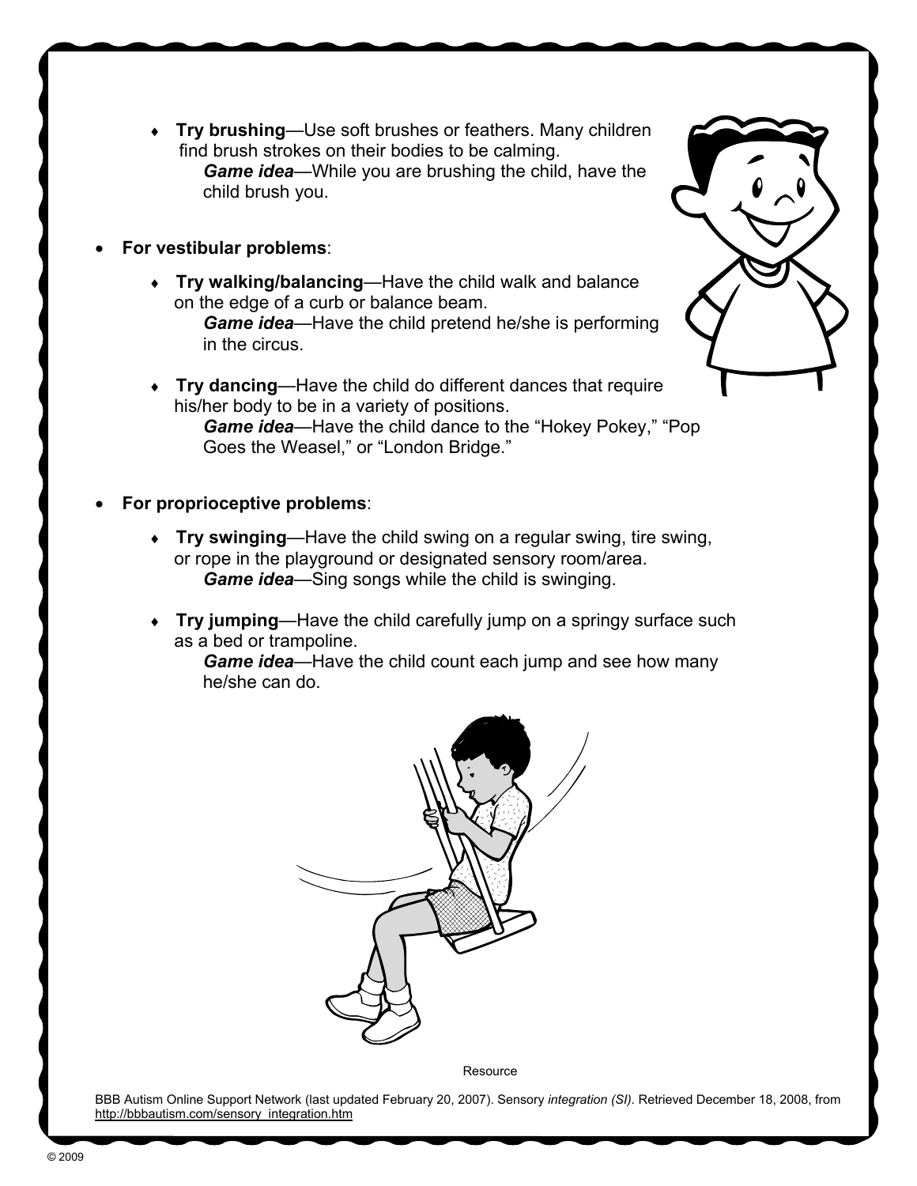- **Try brushing**—Use soft brushes or feathers. Many children find brush strokes on their bodies to be calming.
  ***Game idea***—While you are brushing the child, have the child brush you.

- **For vestibular problems**:

  - **Try walking/balancing**—Have the child walk and balance on the edge of a curb or balance beam.
    ***Game idea***—Have the child pretend he/she is performing in the circus.

  - **Try dancing**—Have the child do different dances that require his/her body to be in a variety of positions.
    ***Game idea***—Have the child dance to the "Hokey Pokey," "Pop Goes the Weasel," or "London Bridge."

- **For proprioceptive problems**:

  - **Try swinging**—Have the child swing on a regular swing, tire swing, or rope in the playground or designated sensory room/area.
    ***Game idea***—Sing songs while the child is swinging.

  - **Try jumping**—Have the child carefully jump on a springy surface such as a bed or trampoline.
    ***Game idea***—Have the child count each jump and see how many he/she can do.

Resource

BBB Autism Online Support Network (last updated February 20, 2007). Sensory *integration (SI)*. Retrieved December 18, 2008, from http://bbbautism.com/sensory_integration.htm

© 2009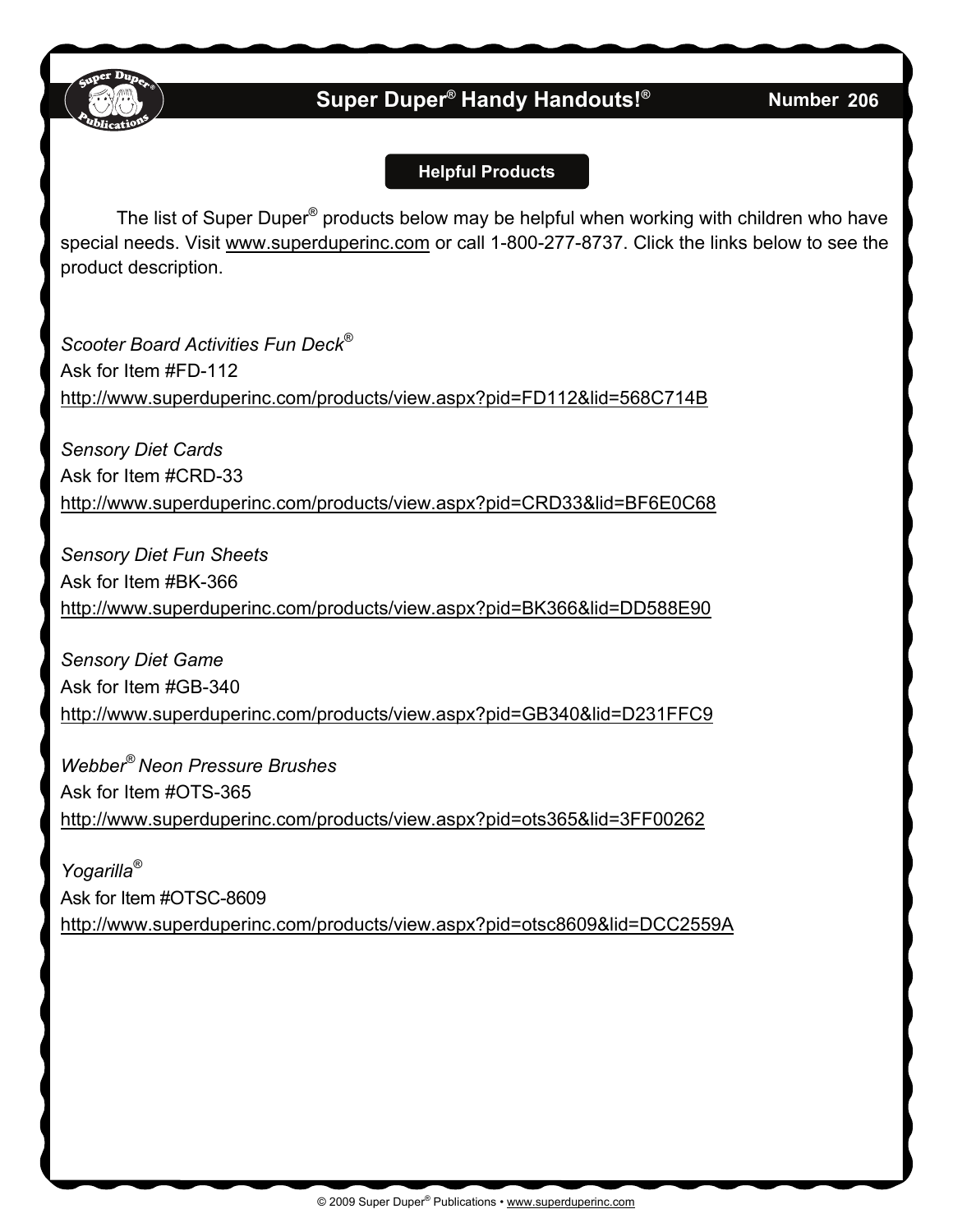## Helpful Products

The list of Super Duper® products below may be helpful when working with children who have special needs. Visit www.superduperinc.com or call 1-800-277-8737. Click the links below to see the product description.

*Scooter Board Activities Fun Deck®*
Ask for Item #FD-112
http://www.superduperinc.com/products/view.aspx?pid=FD112&lid=568C714B

*Sensory Diet Cards*
Ask for Item #CRD-33
http://www.superduperinc.com/products/view.aspx?pid=CRD33&lid=BF6E0C68

*Sensory Diet Fun Sheets*
Ask for Item #BK-366
http://www.superduperinc.com/products/view.aspx?pid=BK366&lid=DD588E90

*Sensory Diet Game*
Ask for Item #GB-340
http://www.superduperinc.com/products/view.aspx?pid=GB340&lid=D231FFC9

*Webber® Neon Pressure Brushes*
Ask for Item #OTS-365
http://www.superduperinc.com/products/view.aspx?pid=ots365&lid=3FF00262

*Yogarilla®*
Ask for Item #OTSC-8609
http://www.superduperinc.com/products/view.aspx?pid=otsc8609&lid=DCC2559A